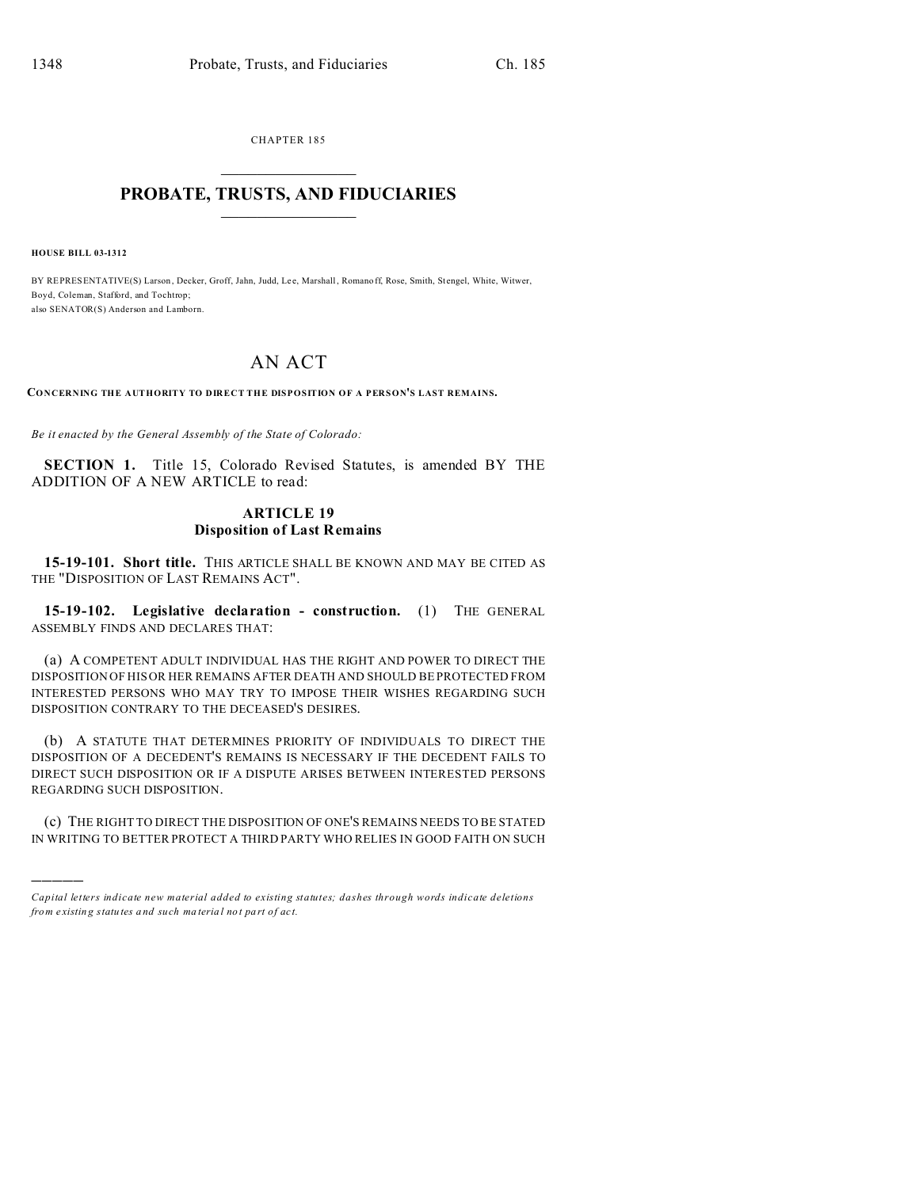CHAPTER 185

# PROBATE, TRUSTS, AND FIDUCIARIES

**HOUSE BILL 03-1312**

BY REPRESENTATIVE(S) Larson, Decker, Groff, Jahn, Judd, Lee, Marshall, Romanoff, Rose, Smith, Stengel, White, Witwer, Boyd, Coleman, Stafford, and Tochtrop;
also SENATOR(S) Anderson and Lamborn.

## AN ACT

**CONCERNING THE AUTHORITY TO DIRECT THE DISPOSITION OF A PERSON'S LAST REMAINS.**

*Be it enacted by the General Assembly of the State of Colorado:*

**SECTION 1.** Title 15, Colorado Revised Statutes, is amended BY THE ADDITION OF A NEW ARTICLE to read:

### ARTICLE 19
### Disposition of Last Remains

**15-19-101. Short title.** THIS ARTICLE SHALL BE KNOWN AND MAY BE CITED AS THE "DISPOSITION OF LAST REMAINS ACT".

**15-19-102. Legislative declaration - construction.** (1) THE GENERAL ASSEMBLY FINDS AND DECLARES THAT:

(a) A COMPETENT ADULT INDIVIDUAL HAS THE RIGHT AND POWER TO DIRECT THE DISPOSITION OF HIS OR HER REMAINS AFTER DEATH AND SHOULD BE PROTECTED FROM INTERESTED PERSONS WHO MAY TRY TO IMPOSE THEIR WISHES REGARDING SUCH DISPOSITION CONTRARY TO THE DECEASED'S DESIRES.

(b) A STATUTE THAT DETERMINES PRIORITY OF INDIVIDUALS TO DIRECT THE DISPOSITION OF A DECEDENT'S REMAINS IS NECESSARY IF THE DECEDENT FAILS TO DIRECT SUCH DISPOSITION OR IF A DISPUTE ARISES BETWEEN INTERESTED PERSONS REGARDING SUCH DISPOSITION.

(c) THE RIGHT TO DIRECT THE DISPOSITION OF ONE'S REMAINS NEEDS TO BE STATED IN WRITING TO BETTER PROTECT A THIRD PARTY WHO RELIES IN GOOD FAITH ON SUCH

---

*Capital letters indicate new material added to existing statutes; dashes through words indicate deletions from existing statutes and such material not part of act.*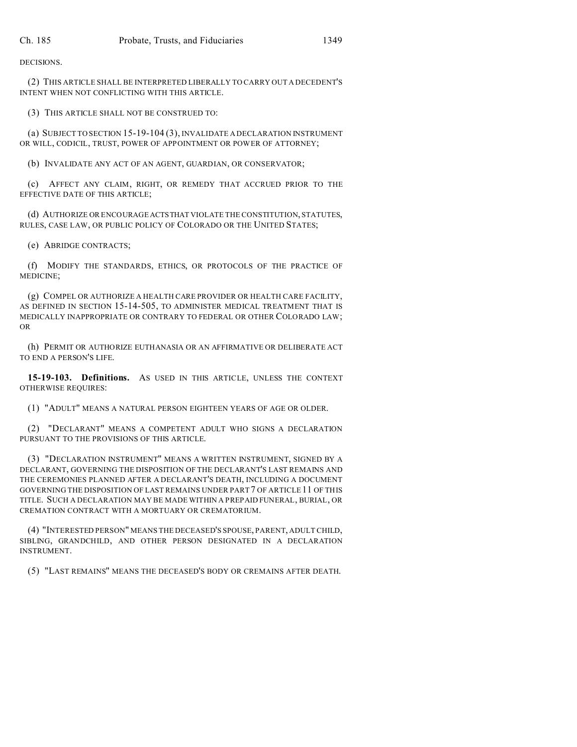DECISIONS.

(2) THIS ARTICLE SHALL BE INTERPRETED LIBERALLY TO CARRY OUT A DECEDENT'S INTENT WHEN NOT CONFLICTING WITH THIS ARTICLE.

(3) THIS ARTICLE SHALL NOT BE CONSTRUED TO:

(a) SUBJECT TO SECTION 15-19-104 (3), INVALIDATE A DECLARATION INSTRUMENT OR WILL, CODICIL, TRUST, POWER OF APPOINTMENT OR POWER OF ATTORNEY;

(b) INVALIDATE ANY ACT OF AN AGENT, GUARDIAN, OR CONSERVATOR;

(c) AFFECT ANY CLAIM, RIGHT, OR REMEDY THAT ACCRUED PRIOR TO THE EFFECTIVE DATE OF THIS ARTICLE;

(d) AUTHORIZE OR ENCOURAGE ACTS THAT VIOLATE THE CONSTITUTION, STATUTES, RULES, CASE LAW, OR PUBLIC POLICY OF COLORADO OR THE UNITED STATES;

(e) ABRIDGE CONTRACTS;

(f) MODIFY THE STANDARDS, ETHICS, OR PROTOCOLS OF THE PRACTICE OF MEDICINE;

(g) COMPEL OR AUTHORIZE A HEALTH CARE PROVIDER OR HEALTH CARE FACILITY, AS DEFINED IN SECTION 15-14-505, TO ADMINISTER MEDICAL TREATMENT THAT IS MEDICALLY INAPPROPRIATE OR CONTRARY TO FEDERAL OR OTHER COLORADO LAW; OR

(h) PERMIT OR AUTHORIZE EUTHANASIA OR AN AFFIRMATIVE OR DELIBERATE ACT TO END A PERSON'S LIFE.

**15-19-103. Definitions.** AS USED IN THIS ARTICLE, UNLESS THE CONTEXT OTHERWISE REQUIRES:

(1) "ADULT" MEANS A NATURAL PERSON EIGHTEEN YEARS OF AGE OR OLDER.

(2) "DECLARANT" MEANS A COMPETENT ADULT WHO SIGNS A DECLARATION PURSUANT TO THE PROVISIONS OF THIS ARTICLE.

(3) "DECLARATION INSTRUMENT" MEANS A WRITTEN INSTRUMENT, SIGNED BY A DECLARANT, GOVERNING THE DISPOSITION OF THE DECLARANT'S LAST REMAINS AND THE CEREMONIES PLANNED AFTER A DECLARANT'S DEATH, INCLUDING A DOCUMENT GOVERNING THE DISPOSITION OF LAST REMAINS UNDER PART 7 OF ARTICLE 11 OF THIS TITLE. SUCH A DECLARATION MAY BE MADE WITHIN A PREPAID FUNERAL, BURIAL, OR CREMATION CONTRACT WITH A MORTUARY OR CREMATORIUM.

(4) "INTERESTED PERSON" MEANS THE DECEASED'S SPOUSE, PARENT, ADULT CHILD, SIBLING, GRANDCHILD, AND OTHER PERSON DESIGNATED IN A DECLARATION INSTRUMENT.

(5) "LAST REMAINS" MEANS THE DECEASED'S BODY OR CREMAINS AFTER DEATH.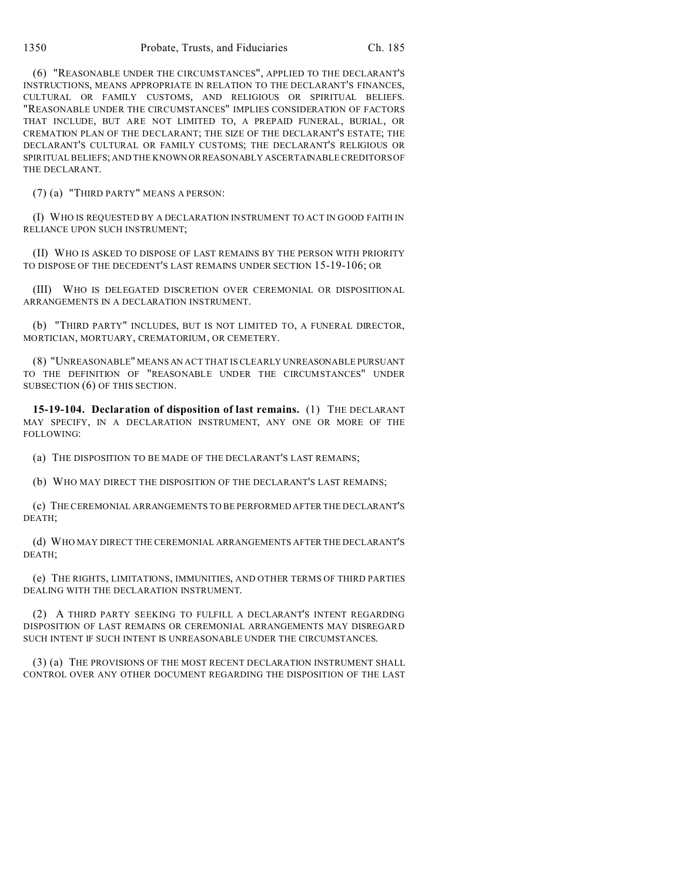(6) "REASONABLE UNDER THE CIRCUMSTANCES", APPLIED TO THE DECLARANT'S INSTRUCTIONS, MEANS APPROPRIATE IN RELATION TO THE DECLARANT'S FINANCES, CULTURAL OR FAMILY CUSTOMS, AND RELIGIOUS OR SPIRITUAL BELIEFS. "REASONABLE UNDER THE CIRCUMSTANCES" IMPLIES CONSIDERATION OF FACTORS THAT INCLUDE, BUT ARE NOT LIMITED TO, A PREPAID FUNERAL, BURIAL, OR CREMATION PLAN OF THE DECLARANT; THE SIZE OF THE DECLARANT'S ESTATE; THE DECLARANT'S CULTURAL OR FAMILY CUSTOMS; THE DECLARANT'S RELIGIOUS OR SPIRITUAL BELIEFS; AND THE KNOWN OR REASONABLY ASCERTAINABLE CREDITORS OF THE DECLARANT.

(7) (a) "THIRD PARTY" MEANS A PERSON:

(I) WHO IS REQUESTED BY A DECLARATION INSTRUMENT TO ACT IN GOOD FAITH IN RELIANCE UPON SUCH INSTRUMENT;

(II) WHO IS ASKED TO DISPOSE OF LAST REMAINS BY THE PERSON WITH PRIORITY TO DISPOSE OF THE DECEDENT'S LAST REMAINS UNDER SECTION 15-19-106; OR

(III) WHO IS DELEGATED DISCRETION OVER CEREMONIAL OR DISPOSITIONAL ARRANGEMENTS IN A DECLARATION INSTRUMENT.

(b) "THIRD PARTY" INCLUDES, BUT IS NOT LIMITED TO, A FUNERAL DIRECTOR, MORTICIAN, MORTUARY, CREMATORIUM, OR CEMETERY.

(8) "UNREASONABLE" MEANS AN ACT THAT IS CLEARLY UNREASONABLE PURSUANT TO THE DEFINITION OF "REASONABLE UNDER THE CIRCUMSTANCES" UNDER SUBSECTION (6) OF THIS SECTION.

**15-19-104. Declaration of disposition of last remains.** (1) THE DECLARANT MAY SPECIFY, IN A DECLARATION INSTRUMENT, ANY ONE OR MORE OF THE FOLLOWING:

(a) THE DISPOSITION TO BE MADE OF THE DECLARANT'S LAST REMAINS;

(b) WHO MAY DIRECT THE DISPOSITION OF THE DECLARANT'S LAST REMAINS;

(c) THE CEREMONIAL ARRANGEMENTS TO BE PERFORMED AFTER THE DECLARANT'S DEATH;

(d) WHO MAY DIRECT THE CEREMONIAL ARRANGEMENTS AFTER THE DECLARANT'S DEATH;

(e) THE RIGHTS, LIMITATIONS, IMMUNITIES, AND OTHER TERMS OF THIRD PARTIES DEALING WITH THE DECLARATION INSTRUMENT.

(2) A THIRD PARTY SEEKING TO FULFILL A DECLARANT'S INTENT REGARDING DISPOSITION OF LAST REMAINS OR CEREMONIAL ARRANGEMENTS MAY DISREGARD SUCH INTENT IF SUCH INTENT IS UNREASONABLE UNDER THE CIRCUMSTANCES.

(3) (a) THE PROVISIONS OF THE MOST RECENT DECLARATION INSTRUMENT SHALL CONTROL OVER ANY OTHER DOCUMENT REGARDING THE DISPOSITION OF THE LAST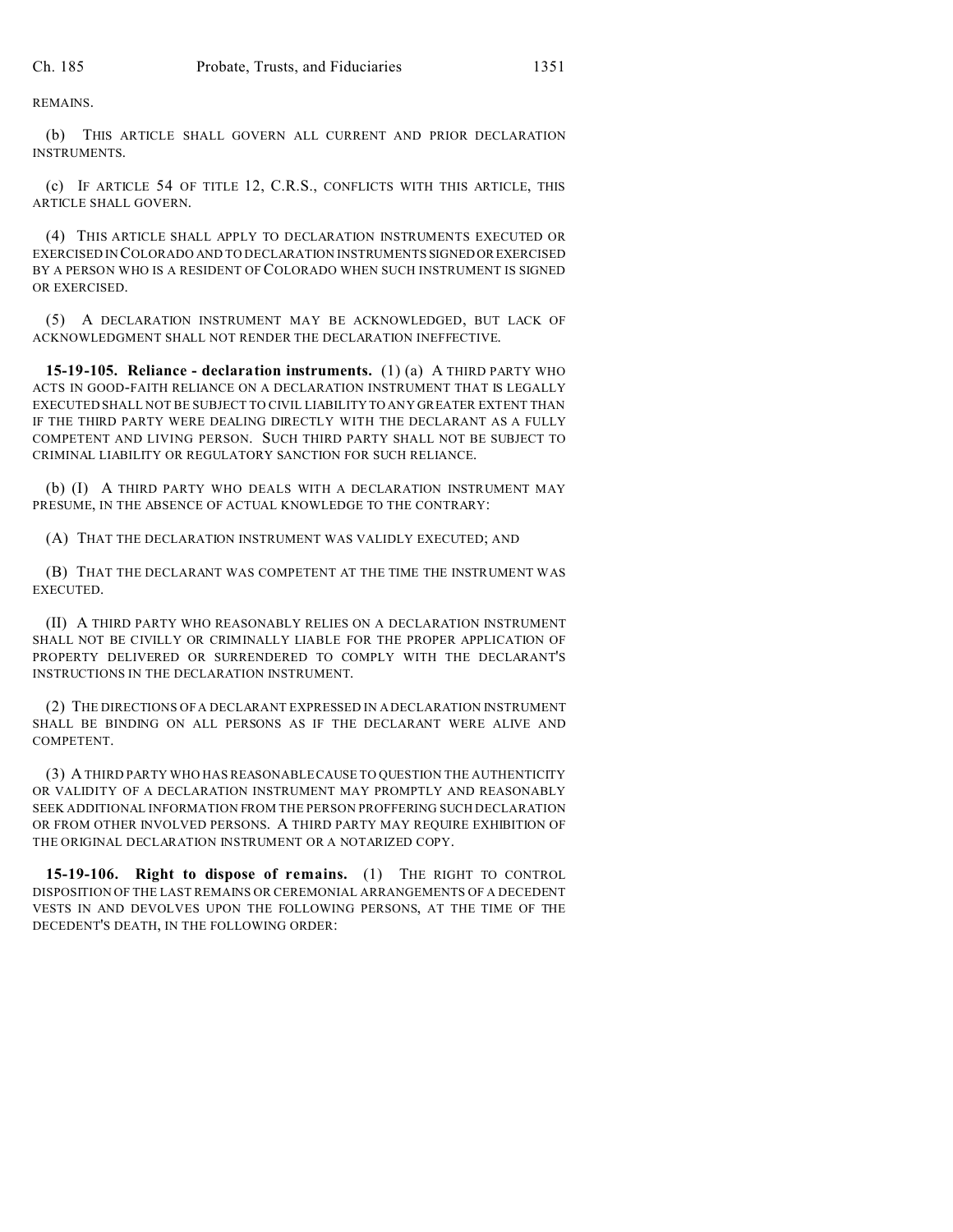REMAINS.

(b) THIS ARTICLE SHALL GOVERN ALL CURRENT AND PRIOR DECLARATION INSTRUMENTS.

(c) IF ARTICLE 54 OF TITLE 12, C.R.S., CONFLICTS WITH THIS ARTICLE, THIS ARTICLE SHALL GOVERN.

(4) THIS ARTICLE SHALL APPLY TO DECLARATION INSTRUMENTS EXECUTED OR EXERCISED IN COLORADO AND TO DECLARATION INSTRUMENTS SIGNED OR EXERCISED BY A PERSON WHO IS A RESIDENT OF COLORADO WHEN SUCH INSTRUMENT IS SIGNED OR EXERCISED.

(5) A DECLARATION INSTRUMENT MAY BE ACKNOWLEDGED, BUT LACK OF ACKNOWLEDGMENT SHALL NOT RENDER THE DECLARATION INEFFECTIVE.

**15-19-105. Reliance - declaration instruments.** (1) (a) A THIRD PARTY WHO ACTS IN GOOD-FAITH RELIANCE ON A DECLARATION INSTRUMENT THAT IS LEGALLY EXECUTED SHALL NOT BE SUBJECT TO CIVIL LIABILITY TO ANY GREATER EXTENT THAN IF THE THIRD PARTY WERE DEALING DIRECTLY WITH THE DECLARANT AS A FULLY COMPETENT AND LIVING PERSON. SUCH THIRD PARTY SHALL NOT BE SUBJECT TO CRIMINAL LIABILITY OR REGULATORY SANCTION FOR SUCH RELIANCE.

(b) (I) A THIRD PARTY WHO DEALS WITH A DECLARATION INSTRUMENT MAY PRESUME, IN THE ABSENCE OF ACTUAL KNOWLEDGE TO THE CONTRARY:

(A) THAT THE DECLARATION INSTRUMENT WAS VALIDLY EXECUTED; AND

(B) THAT THE DECLARANT WAS COMPETENT AT THE TIME THE INSTRUMENT WAS EXECUTED.

(II) A THIRD PARTY WHO REASONABLY RELIES ON A DECLARATION INSTRUMENT SHALL NOT BE CIVILLY OR CRIMINALLY LIABLE FOR THE PROPER APPLICATION OF PROPERTY DELIVERED OR SURRENDERED TO COMPLY WITH THE DECLARANT'S INSTRUCTIONS IN THE DECLARATION INSTRUMENT.

(2) THE DIRECTIONS OF A DECLARANT EXPRESSED IN A DECLARATION INSTRUMENT SHALL BE BINDING ON ALL PERSONS AS IF THE DECLARANT WERE ALIVE AND COMPETENT.

(3) A THIRD PARTY WHO HAS REASONABLE CAUSE TO QUESTION THE AUTHENTICITY OR VALIDITY OF A DECLARATION INSTRUMENT MAY PROMPTLY AND REASONABLY SEEK ADDITIONAL INFORMATION FROM THE PERSON PROFFERING SUCH DECLARATION OR FROM OTHER INVOLVED PERSONS. A THIRD PARTY MAY REQUIRE EXHIBITION OF THE ORIGINAL DECLARATION INSTRUMENT OR A NOTARIZED COPY.

**15-19-106. Right to dispose of remains.** (1) THE RIGHT TO CONTROL DISPOSITION OF THE LAST REMAINS OR CEREMONIAL ARRANGEMENTS OF A DECEDENT VESTS IN AND DEVOLVES UPON THE FOLLOWING PERSONS, AT THE TIME OF THE DECEDENT'S DEATH, IN THE FOLLOWING ORDER: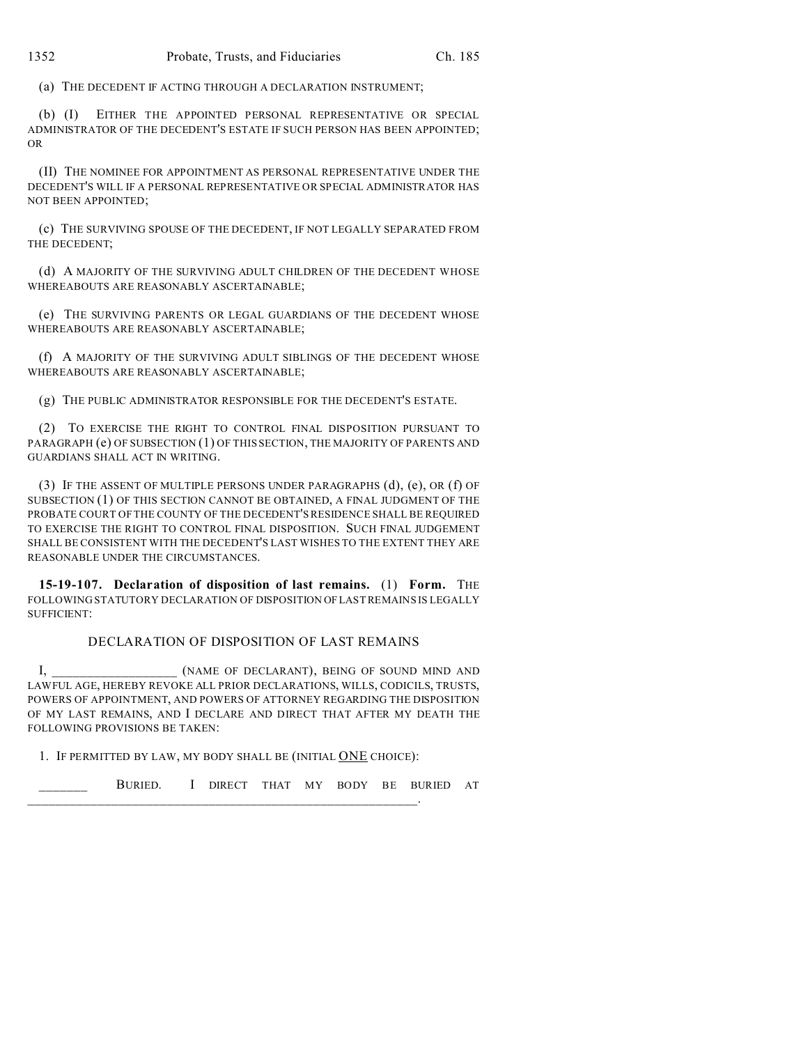(a) THE DECEDENT IF ACTING THROUGH A DECLARATION INSTRUMENT;

(b) (I) EITHER THE APPOINTED PERSONAL REPRESENTATIVE OR SPECIAL ADMINISTRATOR OF THE DECEDENT'S ESTATE IF SUCH PERSON HAS BEEN APPOINTED; OR

(II) THE NOMINEE FOR APPOINTMENT AS PERSONAL REPRESENTATIVE UNDER THE DECEDENT'S WILL IF A PERSONAL REPRESENTATIVE OR SPECIAL ADMINISTRATOR HAS NOT BEEN APPOINTED;

(c) THE SURVIVING SPOUSE OF THE DECEDENT, IF NOT LEGALLY SEPARATED FROM THE DECEDENT;

(d) A MAJORITY OF THE SURVIVING ADULT CHILDREN OF THE DECEDENT WHOSE WHEREABOUTS ARE REASONABLY ASCERTAINABLE;

(e) THE SURVIVING PARENTS OR LEGAL GUARDIANS OF THE DECEDENT WHOSE WHEREABOUTS ARE REASONABLY ASCERTAINABLE;

(f) A MAJORITY OF THE SURVIVING ADULT SIBLINGS OF THE DECEDENT WHOSE WHEREABOUTS ARE REASONABLY ASCERTAINABLE;

(g) THE PUBLIC ADMINISTRATOR RESPONSIBLE FOR THE DECEDENT'S ESTATE.

(2) TO EXERCISE THE RIGHT TO CONTROL FINAL DISPOSITION PURSUANT TO PARAGRAPH (e) OF SUBSECTION (1) OF THIS SECTION, THE MAJORITY OF PARENTS AND GUARDIANS SHALL ACT IN WRITING.

(3) IF THE ASSENT OF MULTIPLE PERSONS UNDER PARAGRAPHS (d), (e), OR (f) OF SUBSECTION (1) OF THIS SECTION CANNOT BE OBTAINED, A FINAL JUDGMENT OF THE PROBATE COURT OF THE COUNTY OF THE DECEDENT'S RESIDENCE SHALL BE REQUIRED TO EXERCISE THE RIGHT TO CONTROL FINAL DISPOSITION. SUCH FINAL JUDGEMENT SHALL BE CONSISTENT WITH THE DECEDENT'S LAST WISHES TO THE EXTENT THEY ARE REASONABLE UNDER THE CIRCUMSTANCES.

**15-19-107. Declaration of disposition of last remains.** (1) **Form.** THE FOLLOWING STATUTORY DECLARATION OF DISPOSITION OF LAST REMAINS IS LEGALLY SUFFICIENT:

DECLARATION OF DISPOSITION OF LAST REMAINS

I, ___________________ (NAME OF DECLARANT), BEING OF SOUND MIND AND LAWFUL AGE, HEREBY REVOKE ALL PRIOR DECLARATIONS, WILLS, CODICILS, TRUSTS, POWERS OF APPOINTMENT, AND POWERS OF ATTORNEY REGARDING THE DISPOSITION OF MY LAST REMAINS, AND I DECLARE AND DIRECT THAT AFTER MY DEATH THE FOLLOWING PROVISIONS BE TAKEN:

1. IF PERMITTED BY LAW, MY BODY SHALL BE (INITIAL ONE CHOICE):

_______ BURIED. I DIRECT THAT MY BODY BE BURIED AT _____________________________________________________________.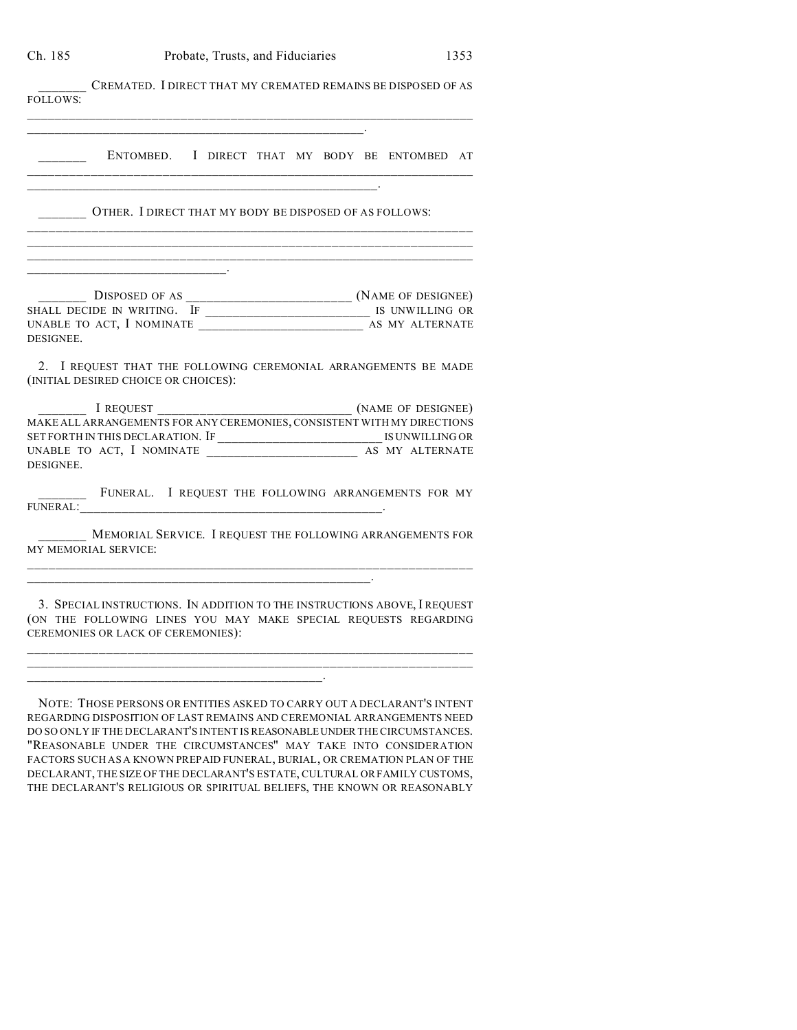_______ CREMATED. I DIRECT THAT MY CREMATED REMAINS BE DISPOSED OF AS FOLLOWS:
_____________________________________________________________________
_____________________________________________________.

_______ ENTOMBED. I DIRECT THAT MY BODY BE ENTOMBED AT _____________________________________________________________________
_______________________________________________________.

_______ OTHER. I DIRECT THAT MY BODY BE DISPOSED OF AS FOLLOWS:
_____________________________________________________________________
_____________________________________________________________________
_____________________________________________________________________
_______________________________.

_______ DISPOSED OF AS __________________________ (NAME OF DESIGNEE) SHALL DECIDE IN WRITING. IF __________________________ IS UNWILLING OR UNABLE TO ACT, I NOMINATE __________________________ AS MY ALTERNATE DESIGNEE.

2. I REQUEST THAT THE FOLLOWING CEREMONIAL ARRANGEMENTS BE MADE (INITIAL DESIRED CHOICE OR CHOICES):

_______ I REQUEST _______________________________ (NAME OF DESIGNEE) MAKE ALL ARRANGEMENTS FOR ANY CEREMONIES, CONSISTENT WITH MY DIRECTIONS SET FORTH IN THIS DECLARATION. IF ___________________________ IS UNWILLING OR UNABLE TO ACT, I NOMINATE ________________________ AS MY ALTERNATE DESIGNEE.

_______ FUNERAL. I REQUEST THE FOLLOWING ARRANGEMENTS FOR MY FUNERAL:_________________________________________________.

_______ MEMORIAL SERVICE. I REQUEST THE FOLLOWING ARRANGEMENTS FOR MY MEMORIAL SERVICE:
_____________________________________________________________________
______________________________________________________.

3. SPECIAL INSTRUCTIONS. IN ADDITION TO THE INSTRUCTIONS ABOVE, I REQUEST (ON THE FOLLOWING LINES YOU MAY MAKE SPECIAL REQUESTS REGARDING CEREMONIES OR LACK OF CEREMONIES):
_____________________________________________________________________
_____________________________________________________________________
_______________________________________________.

NOTE: THOSE PERSONS OR ENTITIES ASKED TO CARRY OUT A DECLARANT'S INTENT REGARDING DISPOSITION OF LAST REMAINS AND CEREMONIAL ARRANGEMENTS NEED DO SO ONLY IF THE DECLARANT'S INTENT IS REASONABLE UNDER THE CIRCUMSTANCES. "REASONABLE UNDER THE CIRCUMSTANCES" MAY TAKE INTO CONSIDERATION FACTORS SUCH AS A KNOWN PREPAID FUNERAL, BURIAL, OR CREMATION PLAN OF THE DECLARANT, THE SIZE OF THE DECLARANT'S ESTATE, CULTURAL OR FAMILY CUSTOMS, THE DECLARANT'S RELIGIOUS OR SPIRITUAL BELIEFS, THE KNOWN OR REASONABLY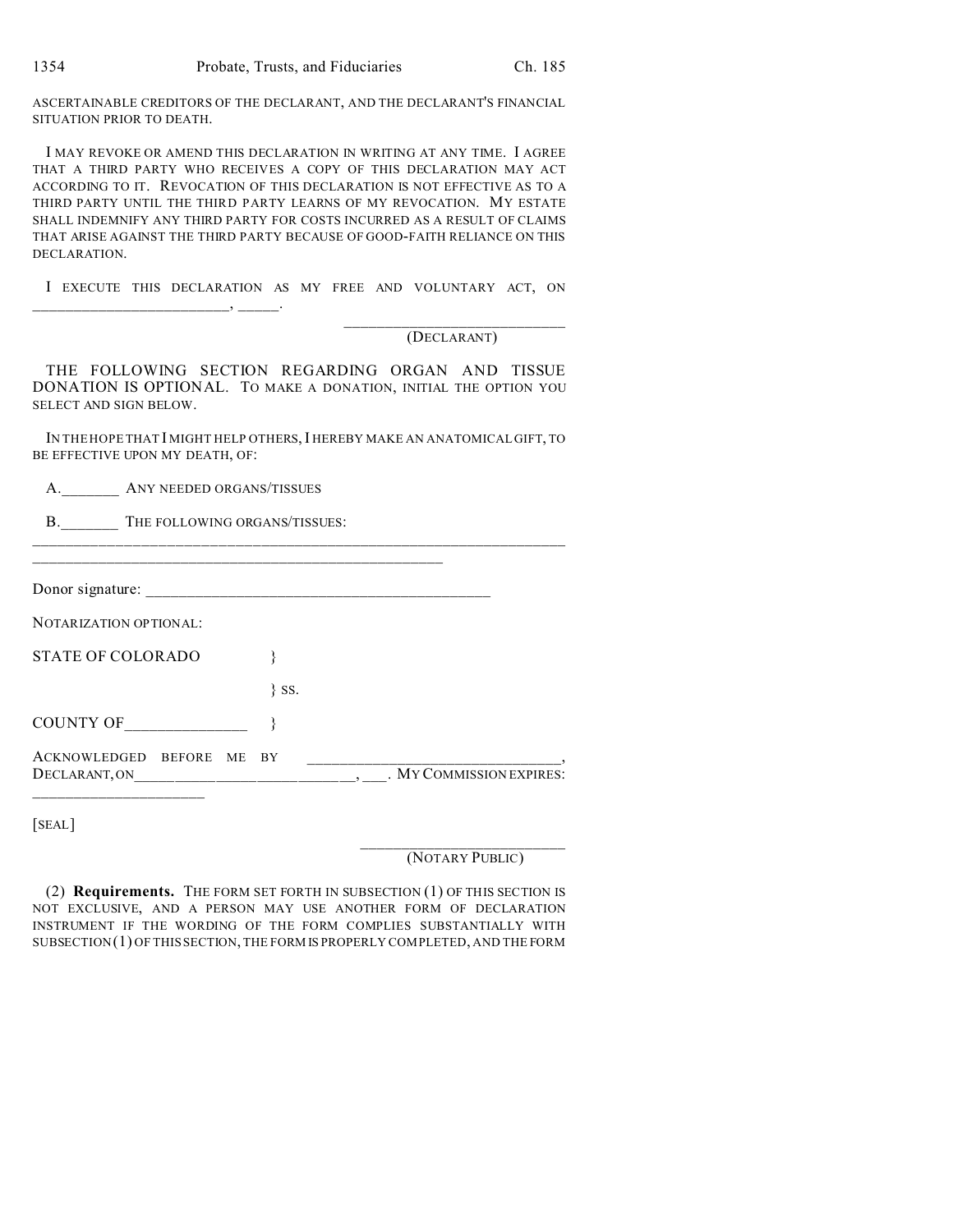ASCERTAINABLE CREDITORS OF THE DECLARANT, AND THE DECLARANT'S FINANCIAL SITUATION PRIOR TO DEATH.

I MAY REVOKE OR AMEND THIS DECLARATION IN WRITING AT ANY TIME. I AGREE THAT A THIRD PARTY WHO RECEIVES A COPY OF THIS DECLARATION MAY ACT ACCORDING TO IT. REVOCATION OF THIS DECLARATION IS NOT EFFECTIVE AS TO A THIRD PARTY UNTIL THE THIRD PARTY LEARNS OF MY REVOCATION. MY ESTATE SHALL INDEMNIFY ANY THIRD PARTY FOR COSTS INCURRED AS A RESULT OF CLAIMS THAT ARISE AGAINST THE THIRD PARTY BECAUSE OF GOOD-FAITH RELIANCE ON THIS DECLARATION.

I EXECUTE THIS DECLARATION AS MY FREE AND VOLUNTARY ACT, ON _________________________, _____.

_____________________________
(DECLARANT)

THE FOLLOWING SECTION REGARDING ORGAN AND TISSUE DONATION IS OPTIONAL. TO MAKE A DONATION, INITIAL THE OPTION YOU SELECT AND SIGN BELOW.

IN THE HOPE THAT I MIGHT HELP OTHERS, I HEREBY MAKE AN ANATOMICAL GIFT, TO BE EFFECTIVE UPON MY DEATH, OF:

A._______ ANY NEEDED ORGANS/TISSUES

B._______ THE FOLLOWING ORGANS/TISSUES:

_____________________________________________________________________
_____________________________________________________

Donor signature: ___________________________________________

NOTARIZATION OPTIONAL:

STATE OF COLORADO }

} SS.

COUNTY OF_______________ }

ACKNOWLEDGED BEFORE ME BY _______________________________, DECLARANT, ON___________________________, ___. MY COMMISSION EXPIRES: _____________________

[SEAL]

_________________________
(NOTARY PUBLIC)

(2) **Requirements.** THE FORM SET FORTH IN SUBSECTION (1) OF THIS SECTION IS NOT EXCLUSIVE, AND A PERSON MAY USE ANOTHER FORM OF DECLARATION INSTRUMENT IF THE WORDING OF THE FORM COMPLIES SUBSTANTIALLY WITH SUBSECTION (1) OF THIS SECTION, THE FORM IS PROPERLY COMPLETED, AND THE FORM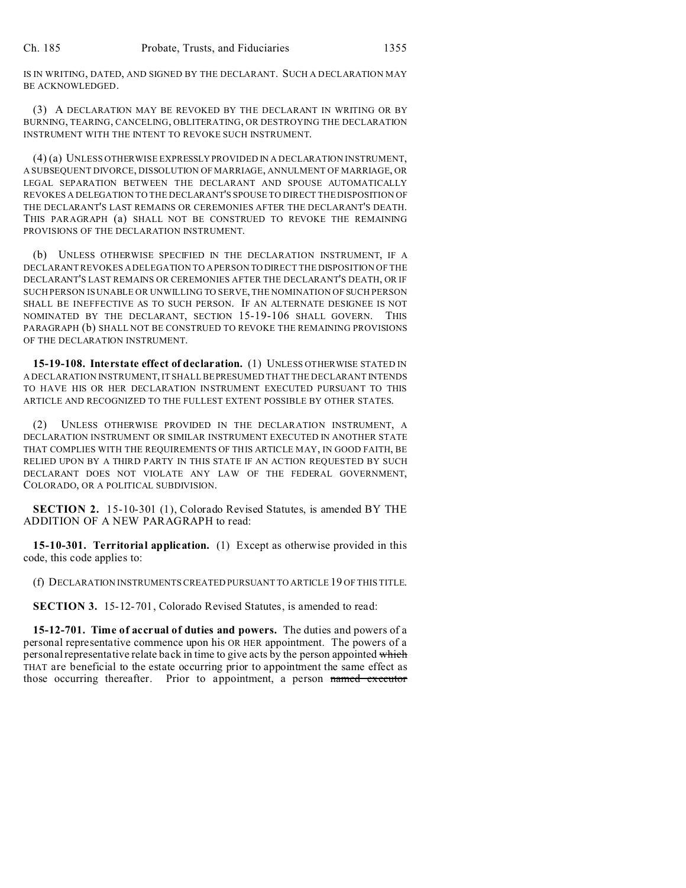IS IN WRITING, DATED, AND SIGNED BY THE DECLARANT. SUCH A DECLARATION MAY BE ACKNOWLEDGED.

(3) A DECLARATION MAY BE REVOKED BY THE DECLARANT IN WRITING OR BY BURNING, TEARING, CANCELING, OBLITERATING, OR DESTROYING THE DECLARATION INSTRUMENT WITH THE INTENT TO REVOKE SUCH INSTRUMENT.

(4) (a) UNLESS OTHERWISE EXPRESSLY PROVIDED IN A DECLARATION INSTRUMENT, A SUBSEQUENT DIVORCE, DISSOLUTION OF MARRIAGE, ANNULMENT OF MARRIAGE, OR LEGAL SEPARATION BETWEEN THE DECLARANT AND SPOUSE AUTOMATICALLY REVOKES A DELEGATION TO THE DECLARANT'S SPOUSE TO DIRECT THE DISPOSITION OF THE DECLARANT'S LAST REMAINS OR CEREMONIES AFTER THE DECLARANT'S DEATH. THIS PARAGRAPH (a) SHALL NOT BE CONSTRUED TO REVOKE THE REMAINING PROVISIONS OF THE DECLARATION INSTRUMENT.

(b) UNLESS OTHERWISE SPECIFIED IN THE DECLARATION INSTRUMENT, IF A DECLARANT REVOKES A DELEGATION TO A PERSON TO DIRECT THE DISPOSITION OF THE DECLARANT'S LAST REMAINS OR CEREMONIES AFTER THE DECLARANT'S DEATH, OR IF SUCH PERSON IS UNABLE OR UNWILLING TO SERVE, THE NOMINATION OF SUCH PERSON SHALL BE INEFFECTIVE AS TO SUCH PERSON. IF AN ALTERNATE DESIGNEE IS NOT NOMINATED BY THE DECLARANT, SECTION 15-19-106 SHALL GOVERN. THIS PARAGRAPH (b) SHALL NOT BE CONSTRUED TO REVOKE THE REMAINING PROVISIONS OF THE DECLARATION INSTRUMENT.

**15-19-108. Interstate effect of declaration.** (1) UNLESS OTHERWISE STATED IN A DECLARATION INSTRUMENT, IT SHALL BE PRESUMED THAT THE DECLARANT INTENDS TO HAVE HIS OR HER DECLARATION INSTRUMENT EXECUTED PURSUANT TO THIS ARTICLE AND RECOGNIZED TO THE FULLEST EXTENT POSSIBLE BY OTHER STATES.

(2) UNLESS OTHERWISE PROVIDED IN THE DECLARATION INSTRUMENT, A DECLARATION INSTRUMENT OR SIMILAR INSTRUMENT EXECUTED IN ANOTHER STATE THAT COMPLIES WITH THE REQUIREMENTS OF THIS ARTICLE MAY, IN GOOD FAITH, BE RELIED UPON BY A THIRD PARTY IN THIS STATE IF AN ACTION REQUESTED BY SUCH DECLARANT DOES NOT VIOLATE ANY LAW OF THE FEDERAL GOVERNMENT, COLORADO, OR A POLITICAL SUBDIVISION.

**SECTION 2.** 15-10-301 (1), Colorado Revised Statutes, is amended BY THE ADDITION OF A NEW PARAGRAPH to read:

**15-10-301. Territorial application.** (1) Except as otherwise provided in this code, this code applies to:

(f) DECLARATION INSTRUMENTS CREATED PURSUANT TO ARTICLE 19 OF THIS TITLE.

**SECTION 3.** 15-12-701, Colorado Revised Statutes, is amended to read:

**15-12-701. Time of accrual of duties and powers.** The duties and powers of a personal representative commence upon his OR HER appointment. The powers of a personal representative relate back in time to give acts by the person appointed ~~which~~ THAT are beneficial to the estate occurring prior to appointment the same effect as those occurring thereafter. Prior to appointment, a person ~~named executor~~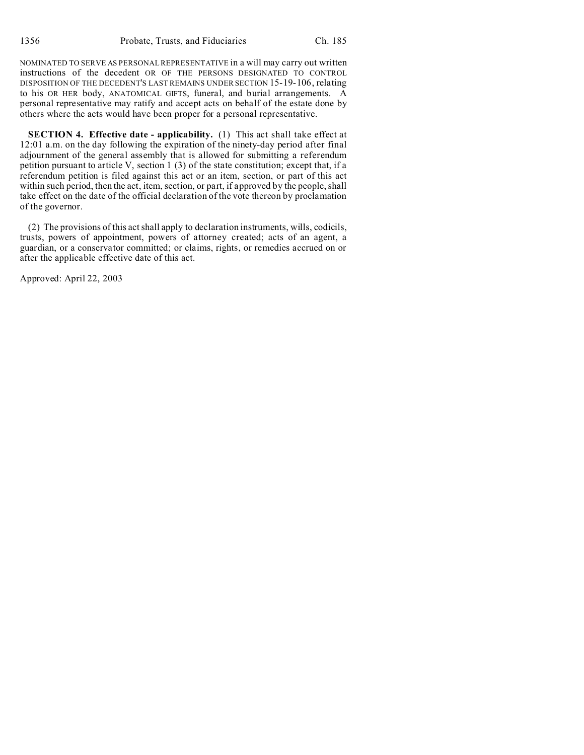NOMINATED TO SERVE AS PERSONAL REPRESENTATIVE in a will may carry out written instructions of the decedent OR OF THE PERSONS DESIGNATED TO CONTROL DISPOSITION OF THE DECEDENT'S LAST REMAINS UNDER SECTION 15-19-106, relating to his OR HER body, ANATOMICAL GIFTS, funeral, and burial arrangements. A personal representative may ratify and accept acts on behalf of the estate done by others where the acts would have been proper for a personal representative.

**SECTION 4. Effective date - applicability.** (1) This act shall take effect at 12:01 a.m. on the day following the expiration of the ninety-day period after final adjournment of the general assembly that is allowed for submitting a referendum petition pursuant to article V, section 1 (3) of the state constitution; except that, if a referendum petition is filed against this act or an item, section, or part of this act within such period, then the act, item, section, or part, if approved by the people, shall take effect on the date of the official declaration of the vote thereon by proclamation of the governor.

(2) The provisions of this act shall apply to declaration instruments, wills, codicils, trusts, powers of appointment, powers of attorney created; acts of an agent, a guardian, or a conservator committed; or claims, rights, or remedies accrued on or after the applicable effective date of this act.

Approved: April 22, 2003